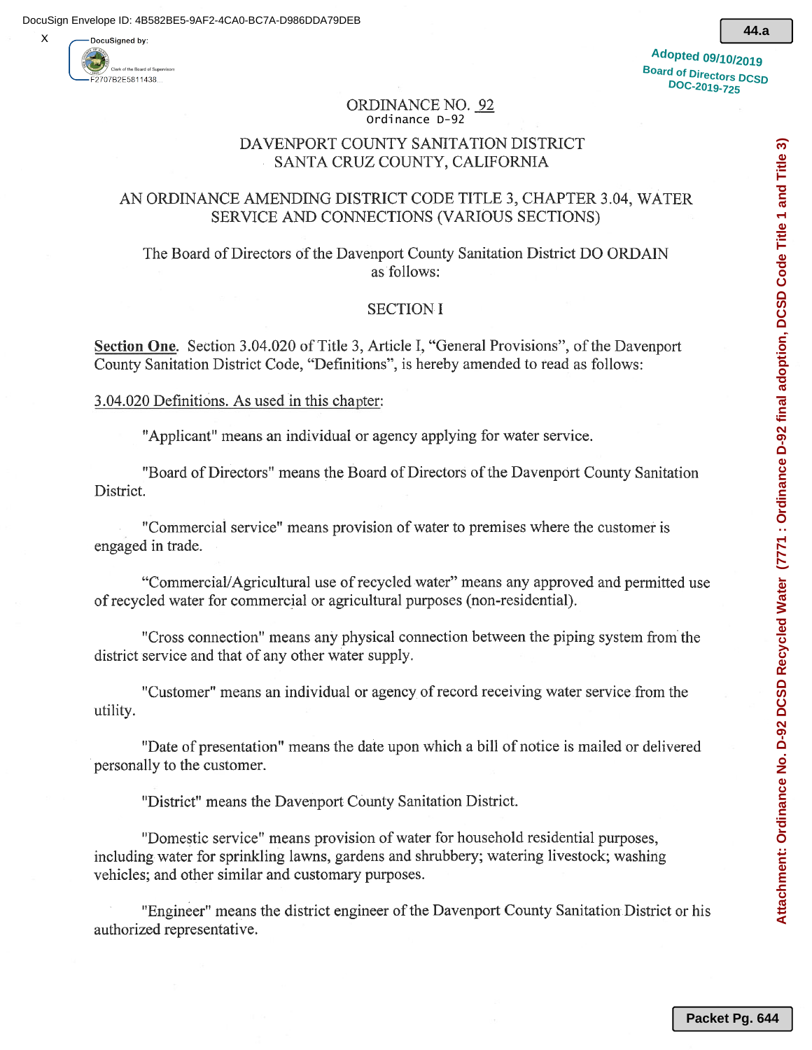# ORDINANCE NO. 92

Ordinance D-92

## DAVENPORT COUNTY SANITATION DISTRICT
## SANTA CRUZ COUNTY, CALIFORNIA

## AN ORDINANCE AMENDING DISTRICT CODE TITLE 3, CHAPTER 3.04, WATER SERVICE AND CONNECTIONS (VARIOUS SECTIONS)

The Board of Directors of the Davenport County Sanitation District DO ORDAIN as follows:

## SECTION I

**Section One**. Section 3.04.020 of Title 3, Article I, "General Provisions", of the Davenport County Sanitation District Code, "Definitions", is hereby amended to read as follows:

3.04.020 Definitions. As used in this chapter:

"Applicant" means an individual or agency applying for water service.

"Board of Directors" means the Board of Directors of the Davenport County Sanitation District.

"Commercial service" means provision of water to premises where the customer is engaged in trade.

"Commercial/Agricultural use of recycled water" means any approved and permitted use of recycled water for commercial or agricultural purposes (non-residential).

"Cross connection" means any physical connection between the piping system from the district service and that of any other water supply.

"Customer" means an individual or agency of record receiving water service from the utility.

"Date of presentation" means the date upon which a bill of notice is mailed or delivered personally to the customer.

"District" means the Davenport County Sanitation District.

"Domestic service" means provision of water for household residential purposes, including water for sprinkling lawns, gardens and shrubbery; watering livestock; washing vehicles; and other similar and customary purposes.

"Engineer" means the district engineer of the Davenport County Sanitation District or his authorized representative.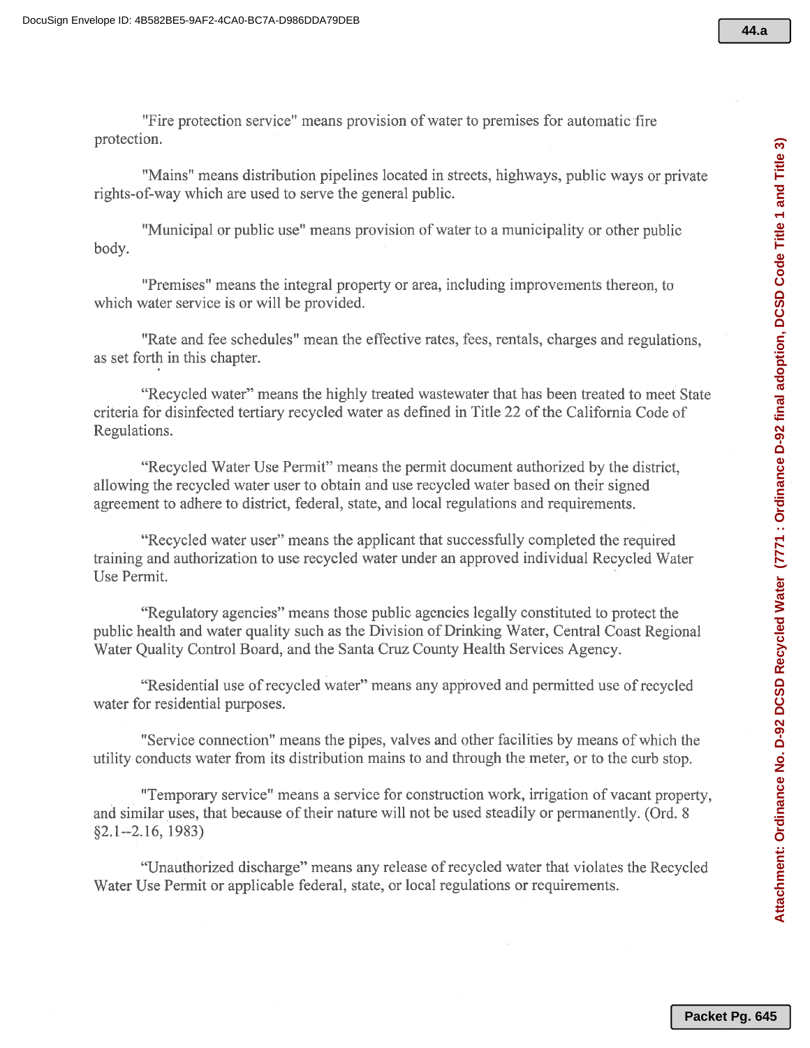"Fire protection service" means provision of water to premises for automatic fire protection.

"Mains" means distribution pipelines located in streets, highways, public ways or private rights-of-way which are used to serve the general public.

"Municipal or public use" means provision of water to a municipality or other public body.

"Premises" means the integral property or area, including improvements thereon, to which water service is or will be provided.

"Rate and fee schedules" mean the effective rates, fees, rentals, charges and regulations, as set forth in this chapter.

"Recycled water" means the highly treated wastewater that has been treated to meet State criteria for disinfected tertiary recycled water as defined in Title 22 of the California Code of Regulations.

"Recycled Water Use Permit" means the permit document authorized by the district, allowing the recycled water user to obtain and use recycled water based on their signed agreement to adhere to district, federal, state, and local regulations and requirements.

"Recycled water user" means the applicant that successfully completed the required training and authorization to use recycled water under an approved individual Recycled Water Use Permit.

"Regulatory agencies" means those public agencies legally constituted to protect the public health and water quality such as the Division of Drinking Water, Central Coast Regional Water Quality Control Board, and the Santa Cruz County Health Services Agency.

"Residential use of recycled water" means any approved and permitted use of recycled water for residential purposes.

"Service connection" means the pipes, valves and other facilities by means of which the utility conducts water from its distribution mains to and through the meter, or to the curb stop.

"Temporary service" means a service for construction work, irrigation of vacant property, and similar uses, that because of their nature will not be used steadily or permanently. (Ord. 8 §2.1--2.16, 1983)

"Unauthorized discharge" means any release of recycled water that violates the Recycled Water Use Permit or applicable federal, state, or local regulations or requirements.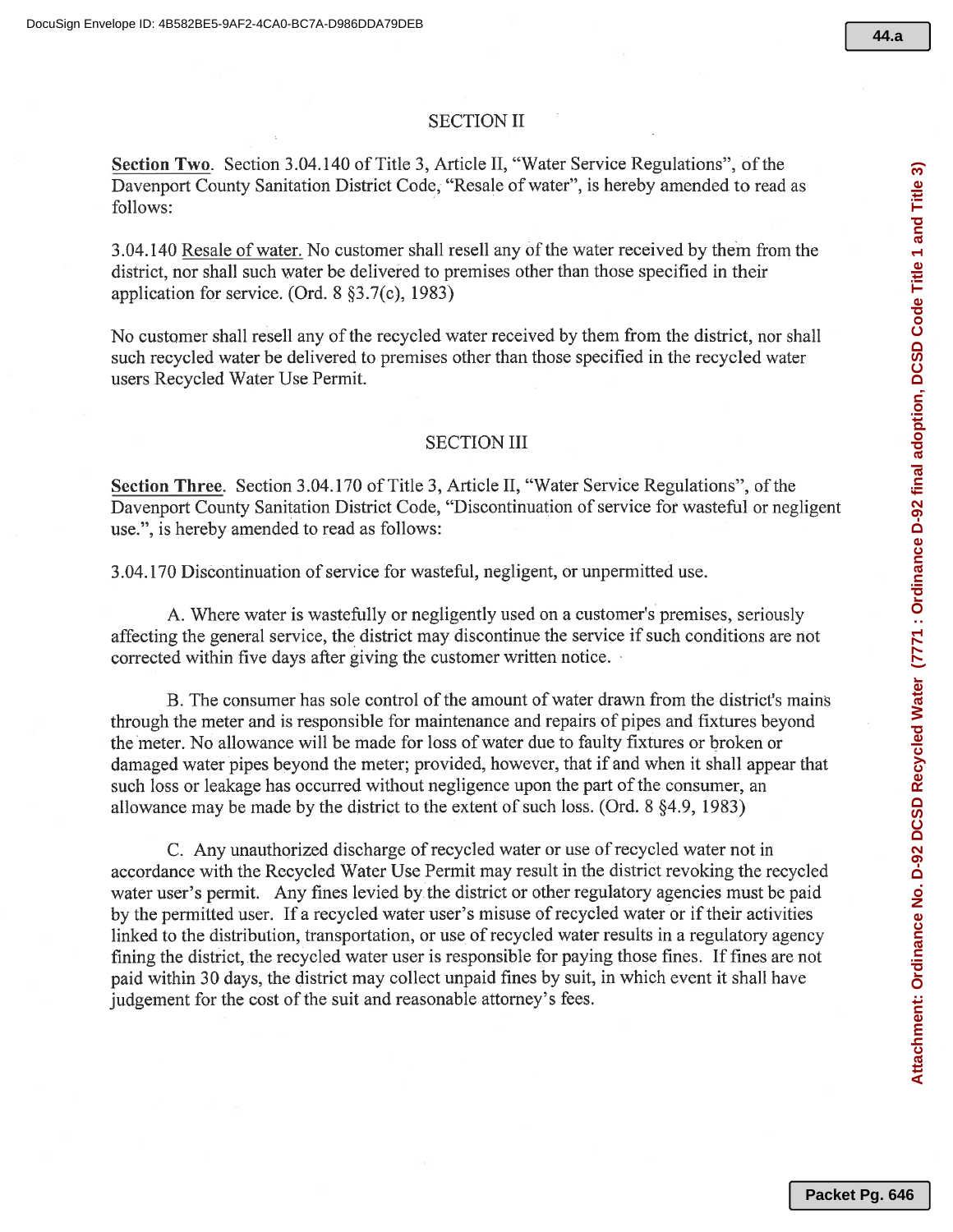## SECTION II

**Section Two**. Section 3.04.140 of Title 3, Article II, "Water Service Regulations", of the Davenport County Sanitation District Code, "Resale of water", is hereby amended to read as follows:

3.04.140 Resale of water. No customer shall resell any of the water received by them from the district, nor shall such water be delivered to premises other than those specified in their application for service. (Ord. 8 §3.7(c), 1983)

No customer shall resell any of the recycled water received by them from the district, nor shall such recycled water be delivered to premises other than those specified in the recycled water users Recycled Water Use Permit.

## SECTION III

**Section Three**. Section 3.04.170 of Title 3, Article II, "Water Service Regulations", of the Davenport County Sanitation District Code, "Discontinuation of service for wasteful or negligent use.", is hereby amended to read as follows:

3.04.170 Discontinuation of service for wasteful, negligent, or unpermitted use.

A. Where water is wastefully or negligently used on a customer's premises, seriously affecting the general service, the district may discontinue the service if such conditions are not corrected within five days after giving the customer written notice.

B. The consumer has sole control of the amount of water drawn from the district's mains through the meter and is responsible for maintenance and repairs of pipes and fixtures beyond the meter. No allowance will be made for loss of water due to faulty fixtures or broken or damaged water pipes beyond the meter; provided, however, that if and when it shall appear that such loss or leakage has occurred without negligence upon the part of the consumer, an allowance may be made by the district to the extent of such loss. (Ord. 8 §4.9, 1983)

C. Any unauthorized discharge of recycled water or use of recycled water not in accordance with the Recycled Water Use Permit may result in the district revoking the recycled water user's permit. Any fines levied by the district or other regulatory agencies must be paid by the permitted user. If a recycled water user's misuse of recycled water or if their activities linked to the distribution, transportation, or use of recycled water results in a regulatory agency fining the district, the recycled water user is responsible for paying those fines. If fines are not paid within 30 days, the district may collect unpaid fines by suit, in which event it shall have judgement for the cost of the suit and reasonable attorney's fees.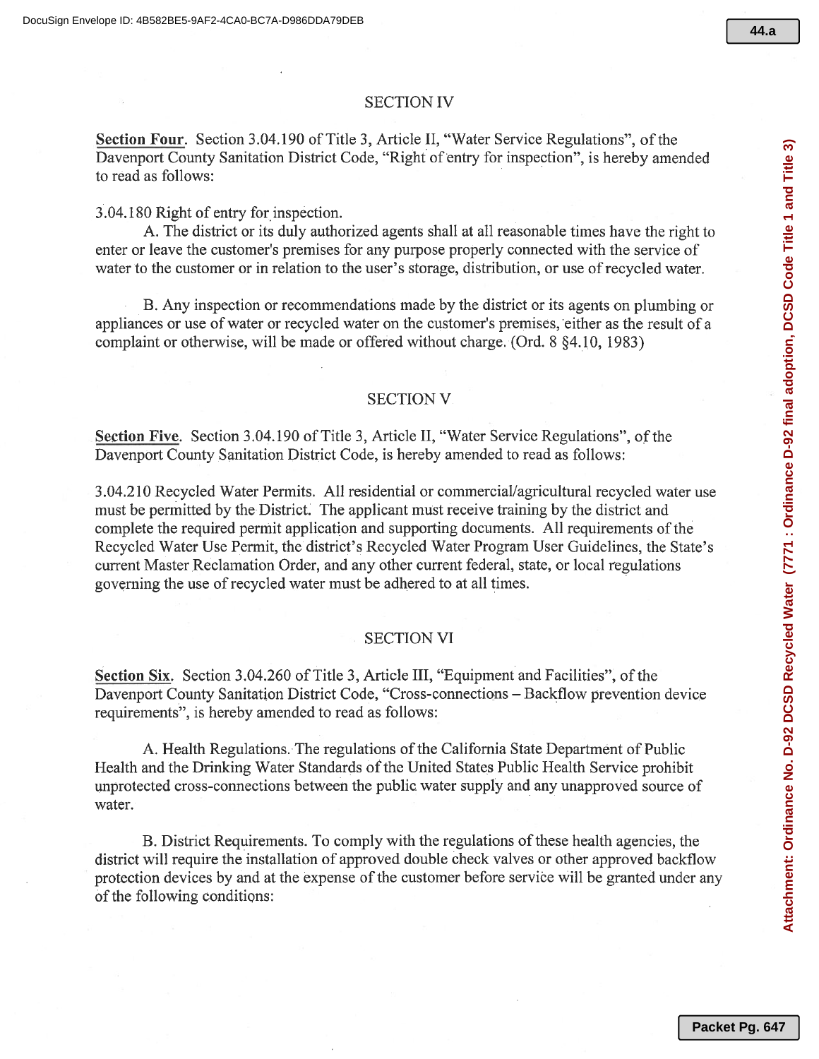## SECTION IV

**Section Four**. Section 3.04.190 of Title 3, Article II, "Water Service Regulations", of the Davenport County Sanitation District Code, "Right of entry for inspection", is hereby amended to read as follows:

3.04.180 Right of entry for inspection.

A. The district or its duly authorized agents shall at all reasonable times have the right to enter or leave the customer's premises for any purpose properly connected with the service of water to the customer or in relation to the user's storage, distribution, or use of recycled water.

B. Any inspection or recommendations made by the district or its agents on plumbing or appliances or use of water or recycled water on the customer's premises, either as the result of a complaint or otherwise, will be made or offered without charge. (Ord. 8 §4.10, 1983)

## SECTION V

**Section Five**. Section 3.04.190 of Title 3, Article II, "Water Service Regulations", of the Davenport County Sanitation District Code, is hereby amended to read as follows:

3.04.210 Recycled Water Permits. All residential or commercial/agricultural recycled water use must be permitted by the District. The applicant must receive training by the district and complete the required permit application and supporting documents. All requirements of the Recycled Water Use Permit, the district's Recycled Water Program User Guidelines, the State's current Master Reclamation Order, and any other current federal, state, or local regulations governing the use of recycled water must be adhered to at all times.

## SECTION VI

**Section Six**. Section 3.04.260 of Title 3, Article III, "Equipment and Facilities", of the Davenport County Sanitation District Code, "Cross-connections – Backflow prevention device requirements", is hereby amended to read as follows:

A. Health Regulations. The regulations of the California State Department of Public Health and the Drinking Water Standards of the United States Public Health Service prohibit unprotected cross-connections between the public water supply and any unapproved source of water.

B. District Requirements. To comply with the regulations of these health agencies, the district will require the installation of approved double check valves or other approved backflow protection devices by and at the expense of the customer before service will be granted under any of the following conditions: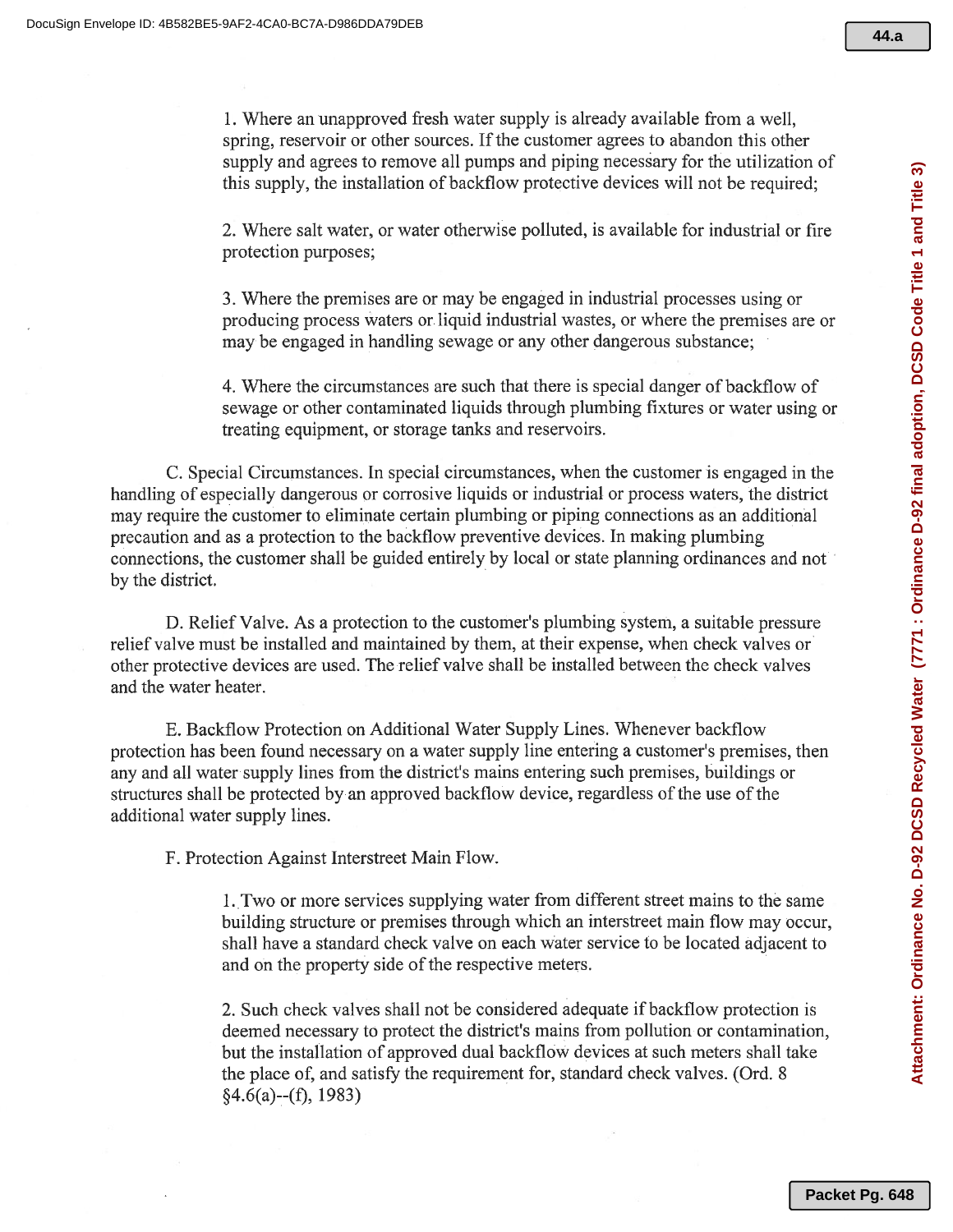1. Where an unapproved fresh water supply is already available from a well, spring, reservoir or other sources. If the customer agrees to abandon this other supply and agrees to remove all pumps and piping necessary for the utilization of this supply, the installation of backflow protective devices will not be required;

2. Where salt water, or water otherwise polluted, is available for industrial or fire protection purposes;

3. Where the premises are or may be engaged in industrial processes using or producing process waters or liquid industrial wastes, or where the premises are or may be engaged in handling sewage or any other dangerous substance;

4. Where the circumstances are such that there is special danger of backflow of sewage or other contaminated liquids through plumbing fixtures or water using or treating equipment, or storage tanks and reservoirs.

C. Special Circumstances. In special circumstances, when the customer is engaged in the handling of especially dangerous or corrosive liquids or industrial or process waters, the district may require the customer to eliminate certain plumbing or piping connections as an additional precaution and as a protection to the backflow preventive devices. In making plumbing connections, the customer shall be guided entirely by local or state planning ordinances and not by the district.

D. Relief Valve. As a protection to the customer's plumbing system, a suitable pressure relief valve must be installed and maintained by them, at their expense, when check valves or other protective devices are used. The relief valve shall be installed between the check valves and the water heater.

E. Backflow Protection on Additional Water Supply Lines. Whenever backflow protection has been found necessary on a water supply line entering a customer's premises, then any and all water supply lines from the district's mains entering such premises, buildings or structures shall be protected by an approved backflow device, regardless of the use of the additional water supply lines.

F. Protection Against Interstreet Main Flow.

1. Two or more services supplying water from different street mains to the same building structure or premises through which an interstreet main flow may occur, shall have a standard check valve on each water service to be located adjacent to and on the property side of the respective meters.

2. Such check valves shall not be considered adequate if backflow protection is deemed necessary to protect the district's mains from pollution or contamination, but the installation of approved dual backflow devices at such meters shall take the place of, and satisfy the requirement for, standard check valves. (Ord. 8 §4.6(a)--(f), 1983)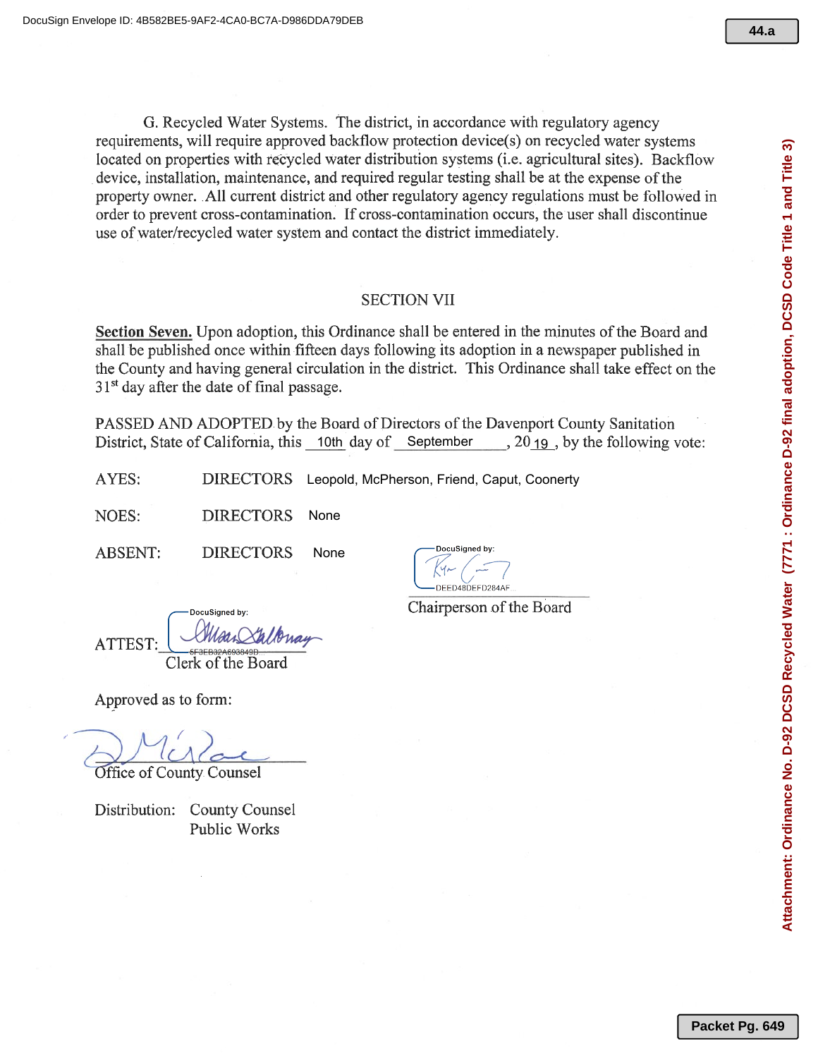G. Recycled Water Systems. The district, in accordance with regulatory agency requirements, will require approved backflow protection device(s) on recycled water systems located on properties with recycled water distribution systems (i.e. agricultural sites). Backflow device, installation, maintenance, and required regular testing shall be at the expense of the property owner. All current district and other regulatory agency regulations must be followed in order to prevent cross-contamination. If cross-contamination occurs, the user shall discontinue use of water/recycled water system and contact the district immediately.

## SECTION VII

**Section Seven.** Upon adoption, this Ordinance shall be entered in the minutes of the Board and shall be published once within fifteen days following its adoption in a newspaper published in the County and having general circulation in the district. This Ordinance shall take effect on the 31st day after the date of final passage.

PASSED AND ADOPTED by the Board of Directors of the Davenport County Sanitation District, State of California, this 10th day of September, 2019, by the following vote:

AYES: DIRECTORS Leopold, McPherson, Friend, Caput, Coonerty

NOES: DIRECTORS None

ABSENT: DIRECTORS None

DocuSigned by:
DEED48DEFD284AF

Chairperson of the Board

ATTEST: DocuSigned by:
5F3EB32A693849D

Clerk of the Board

Approved as to form:

Office of County Counsel

Distribution: County Counsel
Public Works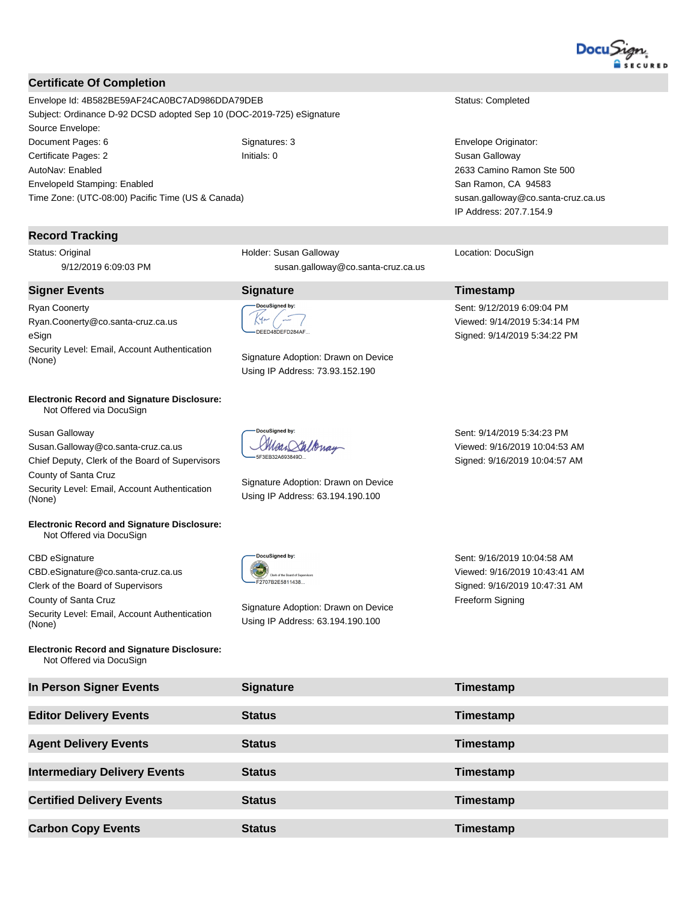## Certificate Of Completion

| | | |
|---|---|---|
| Envelope Id: 4B582BE59AF24CA0BC7AD986DDA79DEB | | Status: Completed |
| Subject: Ordinance D-92 DCSD adopted Sep 10 (DOC-2019-725) eSignature | | |
| Source Envelope: | | |
| Document Pages: 6 | Signatures: 3 | Envelope Originator: |
| Certificate Pages: 2 | Initials: 0 | Susan Galloway |
| AutoNav: Enabled | | 2633 Camino Ramon Ste 500 |
| EnvelopeId Stamping: Enabled | | San Ramon, CA 94583 |
| Time Zone: (UTC-08:00) Pacific Time (US & Canada) | | susan.galloway@co.santa-cruz.ca.us |
| | | IP Address: 207.7.154.9 |

## Record Tracking

| | | |
|---|---|---|
| Status: Original<br>9/12/2019 6:09:03 PM | Holder: Susan Galloway<br>susan.galloway@co.santa-cruz.ca.us | Location: DocuSign |

| Signer Events | Signature | Timestamp |
|---|---|---|
| Ryan Coonerty<br>Ryan.Coonerty@co.santa-cruz.ca.us<br>eSign<br>Security Level: Email, Account Authentication (None) | DocuSigned by:<br>DEED48DEFD284AF...<br><br>Signature Adoption: Drawn on Device<br>Using IP Address: 73.93.152.190 | Sent: 9/12/2019 6:09:04 PM<br>Viewed: 9/14/2019 5:34:14 PM<br>Signed: 9/14/2019 5:34:22 PM |
| **Electronic Record and Signature Disclosure:**<br>Not Offered via DocuSign | | |
| Susan Galloway<br>Susan.Galloway@co.santa-cruz.ca.us<br>Chief Deputy, Clerk of the Board of Supervisors<br>County of Santa Cruz<br>Security Level: Email, Account Authentication (None) | DocuSigned by:<br>5F3EB32A693849D...<br><br>Signature Adoption: Drawn on Device<br>Using IP Address: 63.194.190.100 | Sent: 9/14/2019 5:34:23 PM<br>Viewed: 9/16/2019 10:04:53 AM<br>Signed: 9/16/2019 10:04:57 AM |
| **Electronic Record and Signature Disclosure:**<br>Not Offered via DocuSign | | |
| CBD eSignature<br>CBD.eSignature@co.santa-cruz.ca.us<br>Clerk of the Board of Supervisors<br>County of Santa Cruz<br>Security Level: Email, Account Authentication (None) | DocuSigned by:<br>Clerk of the Board of Supervisors<br>F2707B2E5811438...<br><br>Signature Adoption: Drawn on Device<br>Using IP Address: 63.194.190.100 | Sent: 9/16/2019 10:04:58 AM<br>Viewed: 9/16/2019 10:43:41 AM<br>Signed: 9/16/2019 10:47:31 AM<br>Freeform Signing |
| **Electronic Record and Signature Disclosure:**<br>Not Offered via DocuSign | | |

| In Person Signer Events | Signature | Timestamp |
|---|---|---|

| Editor Delivery Events | Status | Timestamp |
|---|---|---|

| Agent Delivery Events | Status | Timestamp |
|---|---|---|

| Intermediary Delivery Events | Status | Timestamp |
|---|---|---|

| Certified Delivery Events | Status | Timestamp |
|---|---|---|

| Carbon Copy Events | Status | Timestamp |
|---|---|---|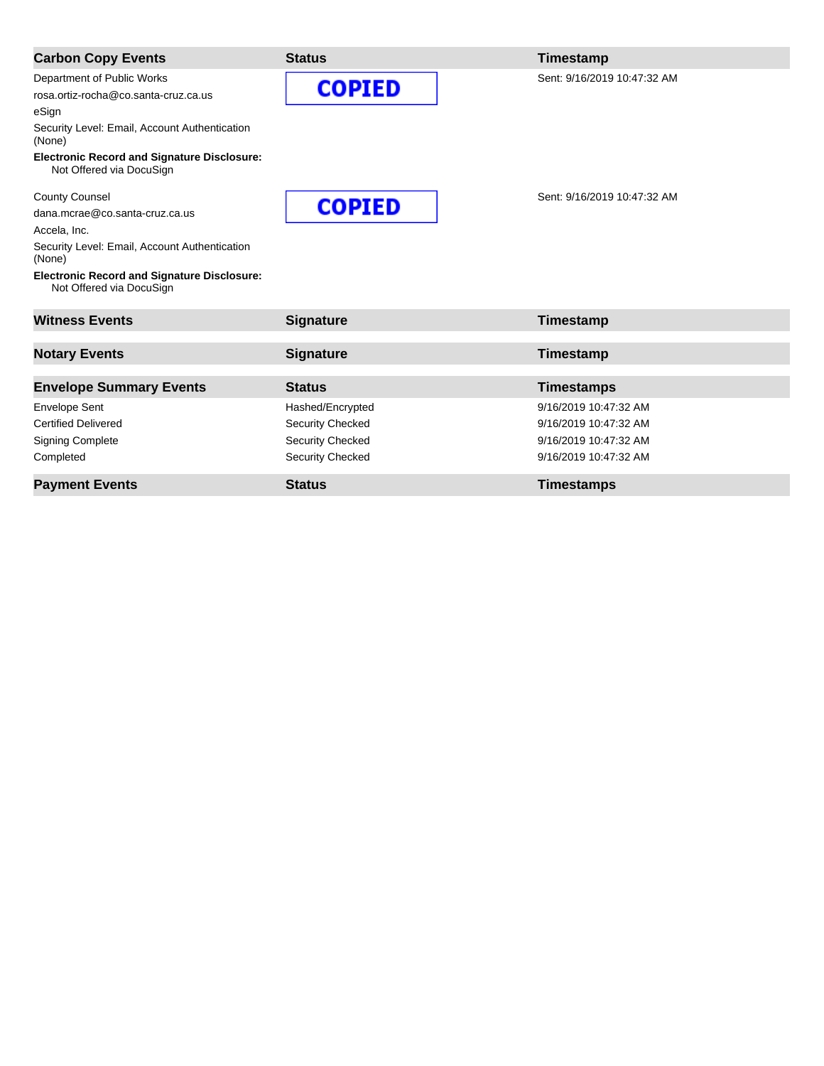| Carbon Copy Events | Status | Timestamp |
| --- | --- | --- |
| Department of Public Works<br>rosa.ortiz-rocha@co.santa-cruz.ca.us<br>eSign<br>Security Level: Email, Account Authentication (None)<br>**Electronic Record and Signature Disclosure:**<br>Not Offered via DocuSign | COPIED | Sent: 9/16/2019 10:47:32 AM |
| County Counsel<br>dana.mcrae@co.santa-cruz.ca.us<br>Accela, Inc.<br>Security Level: Email, Account Authentication (None)<br>**Electronic Record and Signature Disclosure:**<br>Not Offered via DocuSign | COPIED | Sent: 9/16/2019 10:47:32 AM |

| Witness Events | Signature | Timestamp |
| --- | --- | --- |

| Notary Events | Signature | Timestamp |
| --- | --- | --- |

| Envelope Summary Events | Status | Timestamps |
| --- | --- | --- |
| Envelope Sent | Hashed/Encrypted | 9/16/2019 10:47:32 AM |
| Certified Delivered | Security Checked | 9/16/2019 10:47:32 AM |
| Signing Complete | Security Checked | 9/16/2019 10:47:32 AM |
| Completed | Security Checked | 9/16/2019 10:47:32 AM |

| Payment Events | Status | Timestamps |
| --- | --- | --- |